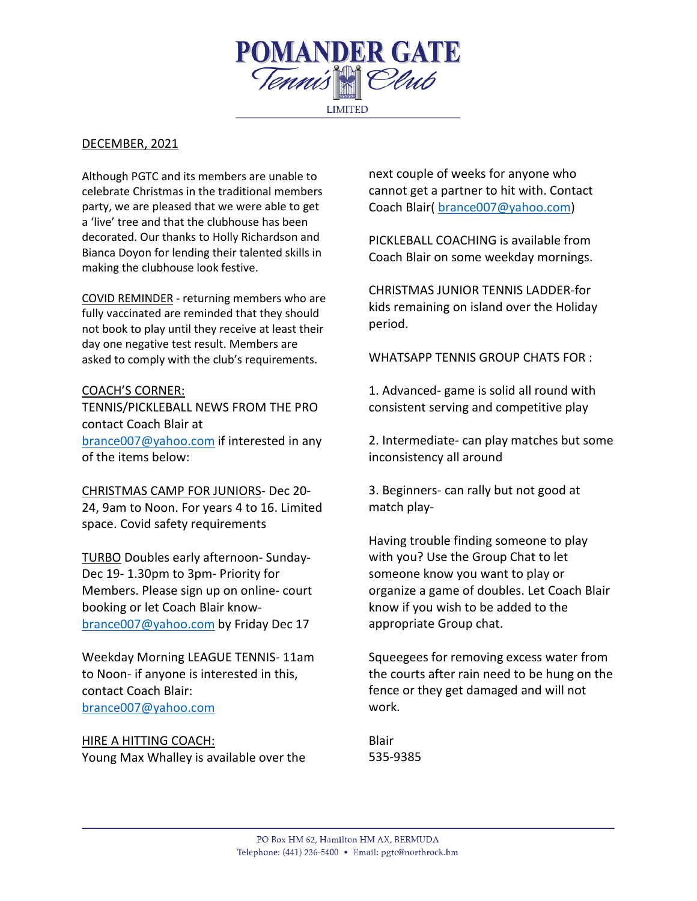# POMANDER GATE Tennis Club LIMITED

DECEMBER, 2021

Although PGTC and its members are unable to celebrate Christmas in the traditional members party, we are pleased that we were able to get a 'live' tree and that the clubhouse has been decorated. Our thanks to Holly Richardson and Bianca Doyon for lending their talented skills in making the clubhouse look festive.

COVID REMINDER - returning members who are fully vaccinated are reminded that they should not book to play until they receive at least their day one negative test result. Members are asked to comply with the club's requirements.

COACH'S CORNER:
TENNIS/PICKLEBALL NEWS FROM THE PRO contact Coach Blair at brance007@yahoo.com if interested in any of the items below:

CHRISTMAS CAMP FOR JUNIORS- Dec 20-24, 9am to Noon. For years 4 to 16. Limited space. Covid safety requirements

TURBO Doubles early afternoon- Sunday- Dec 19- 1.30pm to 3pm- Priority for Members. Please sign up on online- court booking or let Coach Blair know- brance007@yahoo.com by Friday Dec 17

Weekday Morning LEAGUE TENNIS- 11am to Noon- if anyone is interested in this, contact Coach Blair: brance007@yahoo.com

HIRE A HITTING COACH:
Young Max Whalley is available over the next couple of weeks for anyone who cannot get a partner to hit with. Contact Coach Blair( brance007@yahoo.com)

PICKLEBALL COACHING is available from Coach Blair on some weekday mornings.

CHRISTMAS JUNIOR TENNIS LADDER-for kids remaining on island over the Holiday period.

WHATSAPP TENNIS GROUP CHATS FOR :

1. Advanced- game is solid all round with consistent serving and competitive play

2. Intermediate- can play matches but some inconsistency all around

3. Beginners- can rally but not good at match play-

Having trouble finding someone to play with you? Use the Group Chat to let someone know you want to play or organize a game of doubles. Let Coach Blair know if you wish to be added to the appropriate Group chat.

Squeegees for removing excess water from the courts after rain need to be hung on the fence or they get damaged and will not work.

Blair
535-9385

PO Box HM 62, Hamilton HM AX, BERMUDA
Telephone: (441) 236-5400 • Email: pgtc@northrock.bm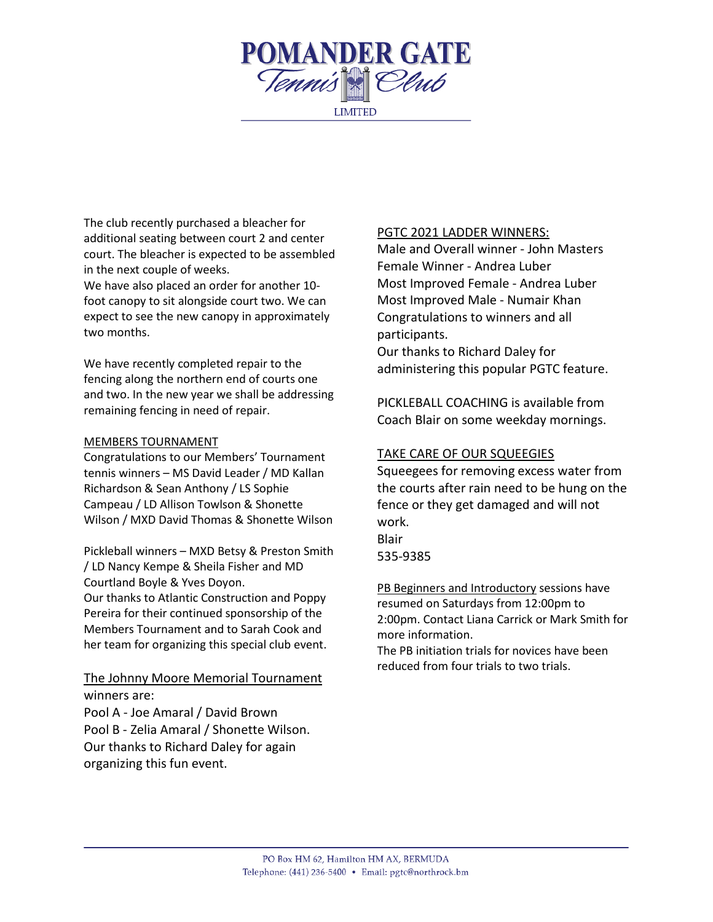The club recently purchased a bleacher for additional seating between court 2 and center court. The bleacher is expected to be assembled in the next couple of weeks.
We have also placed an order for another 10-foot canopy to sit alongside court two. We can expect to see the new canopy in approximately two months.

We have recently completed repair to the fencing along the northern end of courts one and two. In the new year we shall be addressing remaining fencing in need of repair.

## MEMBERS TOURNAMENT

Congratulations to our Members' Tournament tennis winners – MS David Leader / MD Kallan Richardson & Sean Anthony / LS Sophie Campeau / LD Allison Towlson & Shonette Wilson / MXD David Thomas & Shonette Wilson

Pickleball winners – MXD Betsy & Preston Smith / LD Nancy Kempe & Sheila Fisher and MD Courtland Boyle & Yves Doyon.
Our thanks to Atlantic Construction and Poppy Pereira for their continued sponsorship of the Members Tournament and to Sarah Cook and her team for organizing this special club event.

## The Johnny Moore Memorial Tournament

winners are:
Pool A - Joe Amaral / David Brown
Pool B - Zelia Amaral / Shonette Wilson.
Our thanks to Richard Daley for again organizing this fun event.

## PGTC 2021 LADDER WINNERS:

Male and Overall winner - John Masters
Female Winner - Andrea Luber
Most Improved Female - Andrea Luber
Most Improved Male - Numair Khan
Congratulations to winners and all participants.
Our thanks to Richard Daley for administering this popular PGTC feature.

PICKLEBALL COACHING is available from Coach Blair on some weekday mornings.

## TAKE CARE OF OUR SQUEEGIES

Squeegees for removing excess water from the courts after rain need to be hung on the fence or they get damaged and will not work.
Blair
535-9385

PB Beginners and Introductory sessions have resumed on Saturdays from 12:00pm to 2:00pm. Contact Liana Carrick or Mark Smith for more information.
The PB initiation trials for novices have been reduced from four trials to two trials.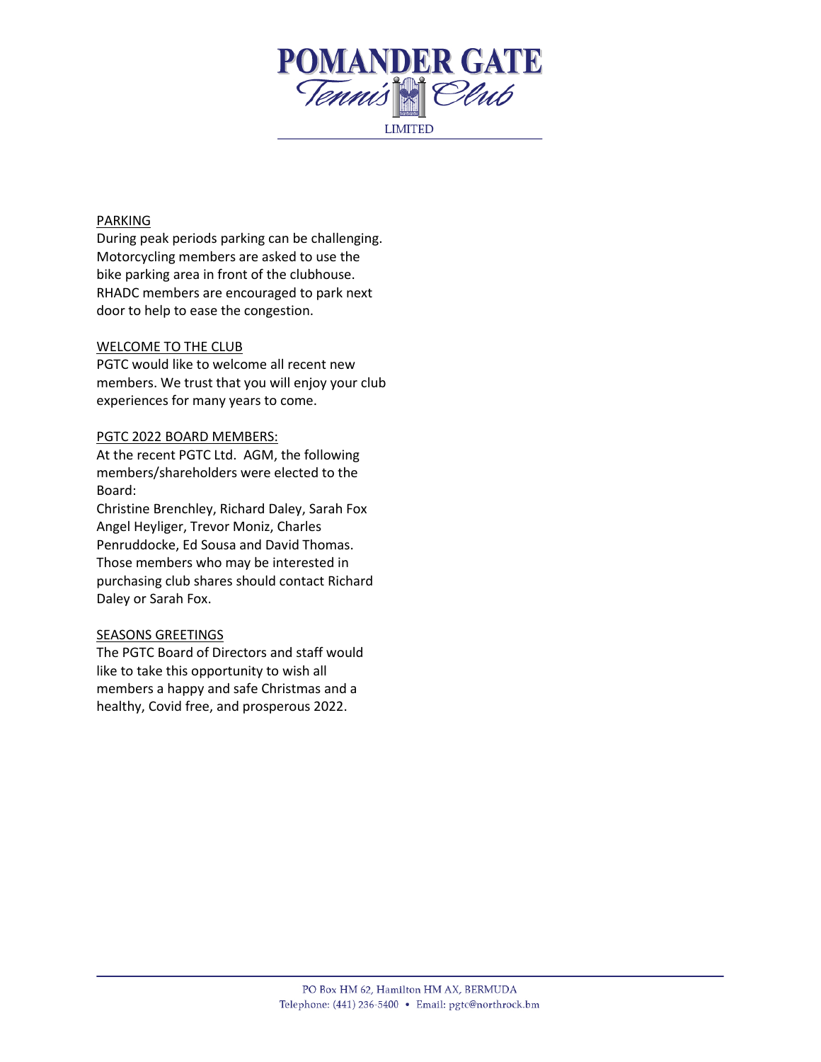PARKING

During peak periods parking can be challenging. Motorcycling members are asked to use the bike parking area in front of the clubhouse. RHADC members are encouraged to park next door to help to ease the congestion.

WELCOME TO THE CLUB

PGTC would like to welcome all recent new members. We trust that you will enjoy your club experiences for many years to come.

PGTC 2022 BOARD MEMBERS:

At the recent PGTC Ltd. AGM, the following members/shareholders were elected to the Board:

Christine Brenchley, Richard Daley, Sarah Fox Angel Heyliger, Trevor Moniz, Charles Penruddocke, Ed Sousa and David Thomas.

Those members who may be interested in purchasing club shares should contact Richard Daley or Sarah Fox.

SEASONS GREETINGS

The PGTC Board of Directors and staff would like to take this opportunity to wish all members a happy and safe Christmas and a healthy, Covid free, and prosperous 2022.